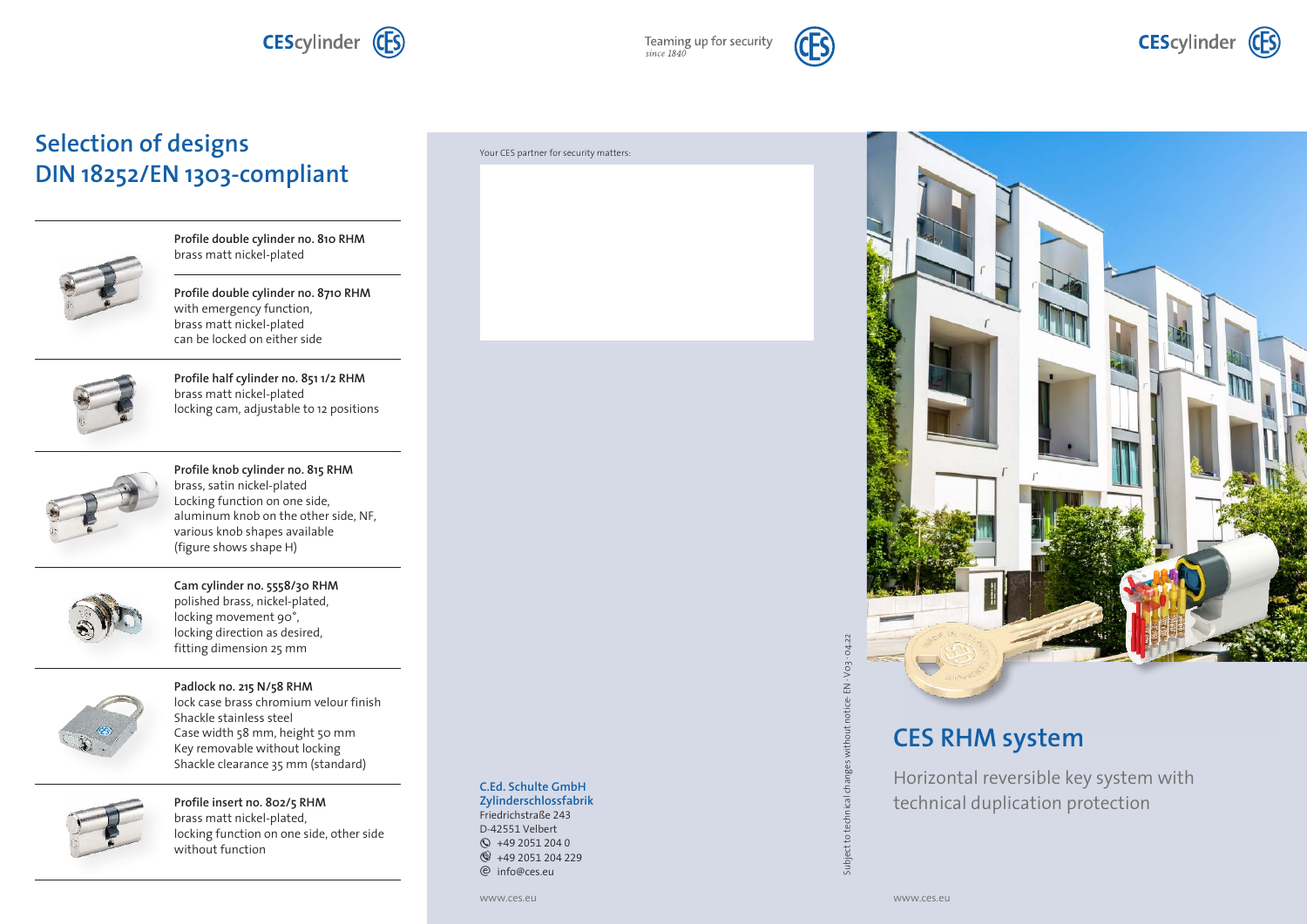# Selection of designs DIN 18252/EN 1303-compliant

**Profile double cylinder no. 810 RHM**
brass matt nickel-plated

**Profile double cylinder no. 8710 RHM**
with emergency function,
brass matt nickel-plated
can be locked on either side

**Profile half cylinder no. 851 1/2 RHM**
brass matt nickel-plated
locking cam, adjustable to 12 positions

**Profile knob cylinder no. 815 RHM**
brass, satin nickel-plated
Locking function on one side,
aluminum knob on the other side, NF,
various knob shapes available
(figure shows shape H)

**Cam cylinder no. 5558/30 RHM**
polished brass, nickel-plated,
locking movement 90°,
locking direction as desired,
fitting dimension 25 mm

**Padlock no. 215 N/58 RHM**
lock case brass chromium velour finish
Shackle stainless steel
Case width 58 mm, height 50 mm
Key removable without locking
Shackle clearance 35 mm (standard)

**Profile insert no. 802/5 RHM**
brass matt nickel-plated,
locking function on one side, other side
without function

Teaming up for security
*since 1840*

Your CES partner for security matters:

**C.Ed. Schulte GmbH**
**Zylinderschlossfabrik**
Friedrichstraße 243
D-42551 Velbert
+49 2051 204 0
+49 2051 204 229
info@ces.eu

www.ces.eu

Subject to technical changes without notice · EN · V03 · 04.22

CEScylinder

# CES RHM system

## Horizontal reversible key system with technical duplication protection

www.ces.eu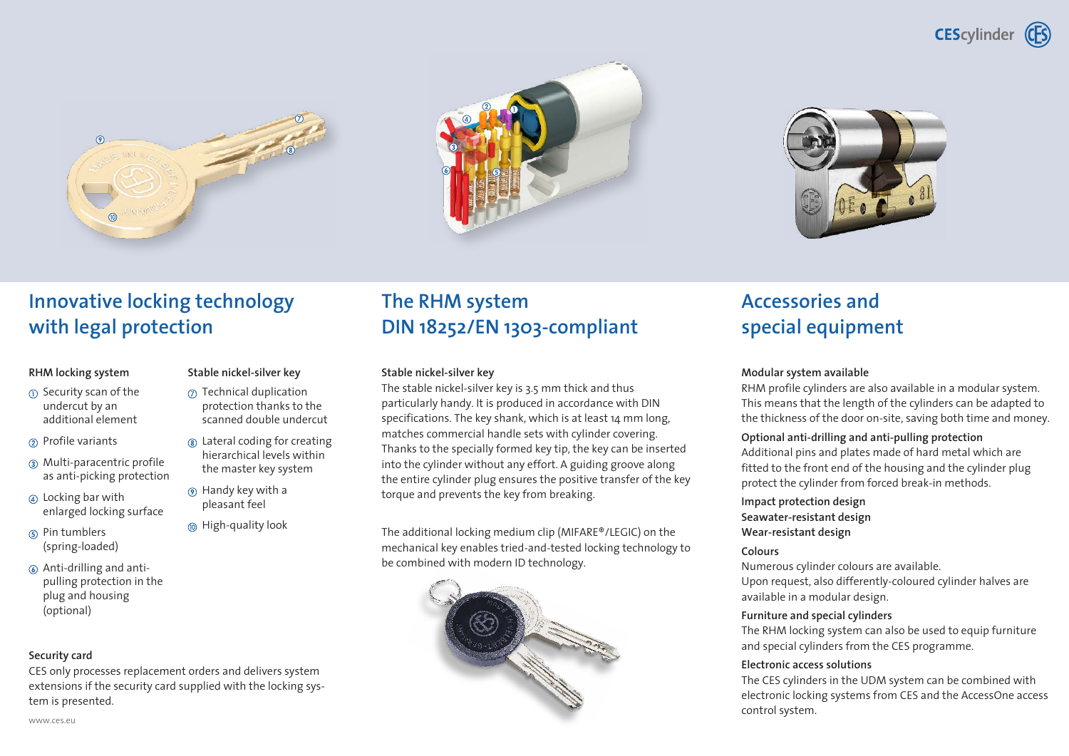## Innovative locking technology with legal protection

### RHM locking system

1. Security scan of the undercut by an additional element
2. Profile variants
3. Multi-paracentric profile as anti-picking protection
4. Locking bar with enlarged locking surface
5. Pin tumblers (spring-loaded)
6. Anti-drilling and anti-pulling protection in the plug and housing (optional)

### Stable nickel-silver key

7. Technical duplication protection thanks to the scanned double undercut
8. Lateral coding for creating hierarchical levels within the master key system
9. Handy key with a pleasant feel
10. High-quality look

### Security card

CES only processes replacement orders and delivers system extensions if the security card supplied with the locking system is presented.

## The RHM system DIN 18252/EN 1303-compliant

### Stable nickel-silver key

The stable nickel-silver key is 3.5 mm thick and thus particularly handy. It is produced in accordance with DIN specifications. The key shank, which is at least 14 mm long, matches commercial handle sets with cylinder covering. Thanks to the specially formed key tip, the key can be inserted into the cylinder without any effort. A guiding groove along the entire cylinder plug ensures the positive transfer of the key torque and prevents the key from breaking.

The additional locking medium clip (MIFARE®/LEGIC) on the mechanical key enables tried-and-tested locking technology to be combined with modern ID technology.

## Accessories and special equipment

### Modular system available

RHM profile cylinders are also available in a modular system. This means that the length of the cylinders can be adapted to the thickness of the door on-site, saving both time and money.

### Optional anti-drilling and anti-pulling protection

Additional pins and plates made of hard metal which are fitted to the front end of the housing and the cylinder plug protect the cylinder from forced break-in methods.

### Impact protection design

### Seawater-resistant design

### Wear-resistant design

### Colours

Numerous cylinder colours are available.
Upon request, also differently-coloured cylinder halves are available in a modular design.

### Furniture and special cylinders

The RHM locking system can also be used to equip furniture and special cylinders from the CES programme.

### Electronic access solutions

The CES cylinders in the UDM system can be combined with electronic locking systems from CES and the AccessOne access control system.

www.ces.eu